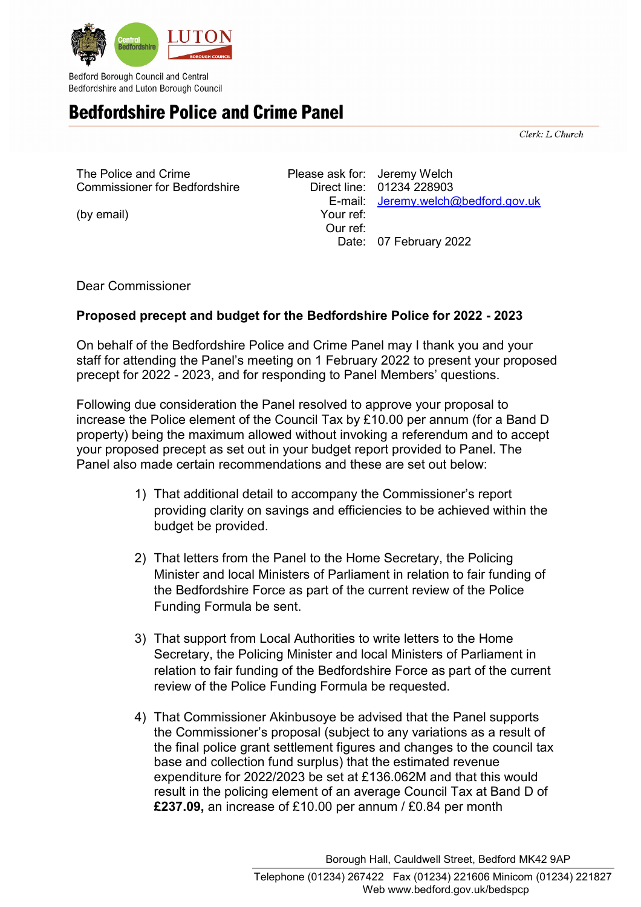Bedford Borough Council and Central Bedfordshire and Luton Borough Council

# Bedfordshire Police and Crime Panel

*Clerk: L Church*

The Police and Crime Commissioner for Bedfordshire

(by email)

Please ask for: Jeremy Welch
Direct line: 01234 228903
E-mail: Jeremy.welch@bedford.gov.uk
Your ref:
Our ref:
Date: 07 February 2022

Dear Commissioner

**Proposed precept and budget for the Bedfordshire Police for 2022 - 2023**

On behalf of the Bedfordshire Police and Crime Panel may I thank you and your staff for attending the Panel's meeting on 1 February 2022 to present your proposed precept for 2022 - 2023, and for responding to Panel Members' questions.

Following due consideration the Panel resolved to approve your proposal to increase the Police element of the Council Tax by £10.00 per annum (for a Band D property) being the maximum allowed without invoking a referendum and to accept your proposed precept as set out in your budget report provided to Panel. The Panel also made certain recommendations and these are set out below:

1) That additional detail to accompany the Commissioner's report providing clarity on savings and efficiencies to be achieved within the budget be provided.

2) That letters from the Panel to the Home Secretary, the Policing Minister and local Ministers of Parliament in relation to fair funding of the Bedfordshire Force as part of the current review of the Police Funding Formula be sent.

3) That support from Local Authorities to write letters to the Home Secretary, the Policing Minister and local Ministers of Parliament in relation to fair funding of the Bedfordshire Force as part of the current review of the Police Funding Formula be requested.

4) That Commissioner Akinbusoye be advised that the Panel supports the Commissioner's proposal (subject to any variations as a result of the final police grant settlement figures and changes to the council tax base and collection fund surplus) that the estimated revenue expenditure for 2022/2023 be set at £136.062M and that this would result in the policing element of an average Council Tax at Band D of **£237.09,** an increase of £10.00 per annum / £0.84 per month

Borough Hall, Cauldwell Street, Bedford MK42 9AP
Telephone (01234) 267422 Fax (01234) 221606 Minicom (01234) 221827
Web www.bedford.gov.uk/bedspcp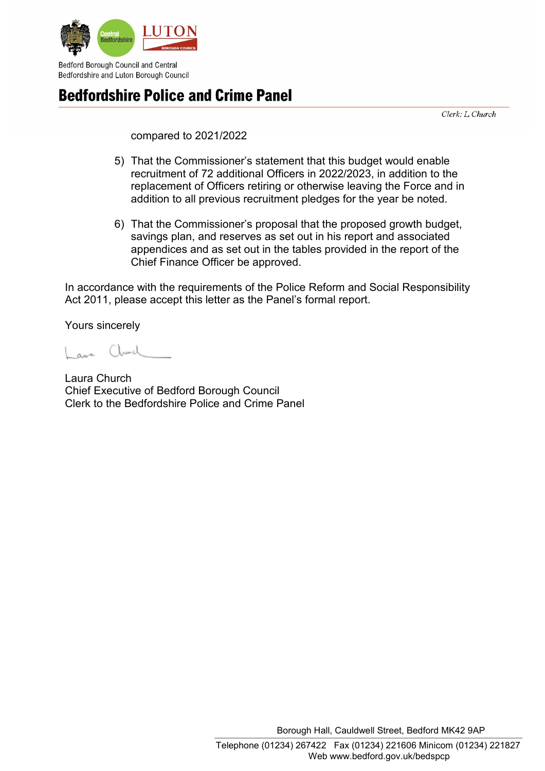compared to 2021/2022

5) That the Commissioner's statement that this budget would enable recruitment of 72 additional Officers in 2022/2023, in addition to the replacement of Officers retiring or otherwise leaving the Force and in addition to all previous recruitment pledges for the year be noted.

6) That the Commissioner's proposal that the proposed growth budget, savings plan, and reserves as set out in his report and associated appendices and as set out in the tables provided in the report of the Chief Finance Officer be approved.

In accordance with the requirements of the Police Reform and Social Responsibility Act 2011, please accept this letter as the Panel's formal report.

Yours sincerely

Laura Church
Chief Executive of Bedford Borough Council
Clerk to the Bedfordshire Police and Crime Panel